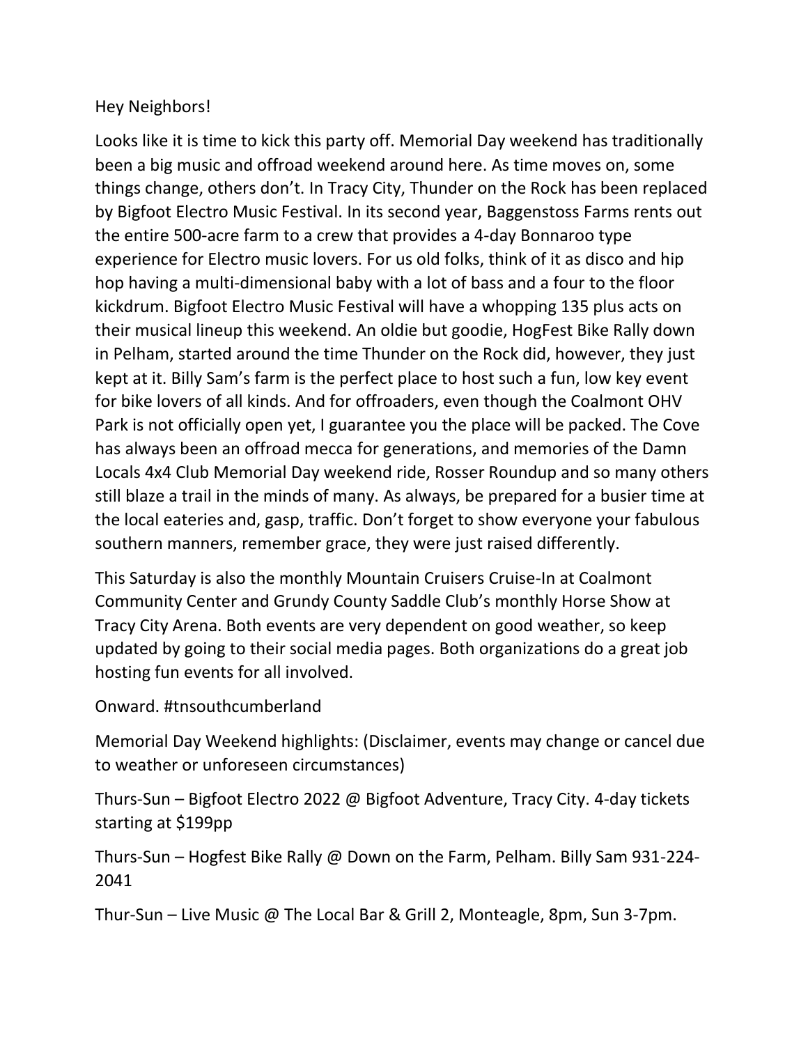Hey Neighbors!

Looks like it is time to kick this party off. Memorial Day weekend has traditionally been a big music and offroad weekend around here. As time moves on, some things change, others don't. In Tracy City, Thunder on the Rock has been replaced by Bigfoot Electro Music Festival. In its second year, Baggenstoss Farms rents out the entire 500-acre farm to a crew that provides a 4-day Bonnaroo type experience for Electro music lovers. For us old folks, think of it as disco and hip hop having a multi-dimensional baby with a lot of bass and a four to the floor kickdrum. Bigfoot Electro Music Festival will have a whopping 135 plus acts on their musical lineup this weekend. An oldie but goodie, HogFest Bike Rally down in Pelham, started around the time Thunder on the Rock did, however, they just kept at it. Billy Sam's farm is the perfect place to host such a fun, low key event for bike lovers of all kinds. And for offroaders, even though the Coalmont OHV Park is not officially open yet, I guarantee you the place will be packed. The Cove has always been an offroad mecca for generations, and memories of the Damn Locals 4x4 Club Memorial Day weekend ride, Rosser Roundup and so many others still blaze a trail in the minds of many. As always, be prepared for a busier time at the local eateries and, gasp, traffic. Don't forget to show everyone your fabulous southern manners, remember grace, they were just raised differently.

This Saturday is also the monthly Mountain Cruisers Cruise-In at Coalmont Community Center and Grundy County Saddle Club's monthly Horse Show at Tracy City Arena. Both events are very dependent on good weather, so keep updated by going to their social media pages. Both organizations do a great job hosting fun events for all involved.

Onward. #tnsouthcumberland

Memorial Day Weekend highlights: (Disclaimer, events may change or cancel due to weather or unforeseen circumstances)

Thurs-Sun – Bigfoot Electro 2022 @ Bigfoot Adventure, Tracy City. 4-day tickets starting at $199pp

Thurs-Sun – Hogfest Bike Rally @ Down on the Farm, Pelham. Billy Sam 931-224-2041

Thur-Sun – Live Music @ The Local Bar & Grill 2, Monteagle, 8pm, Sun 3-7pm.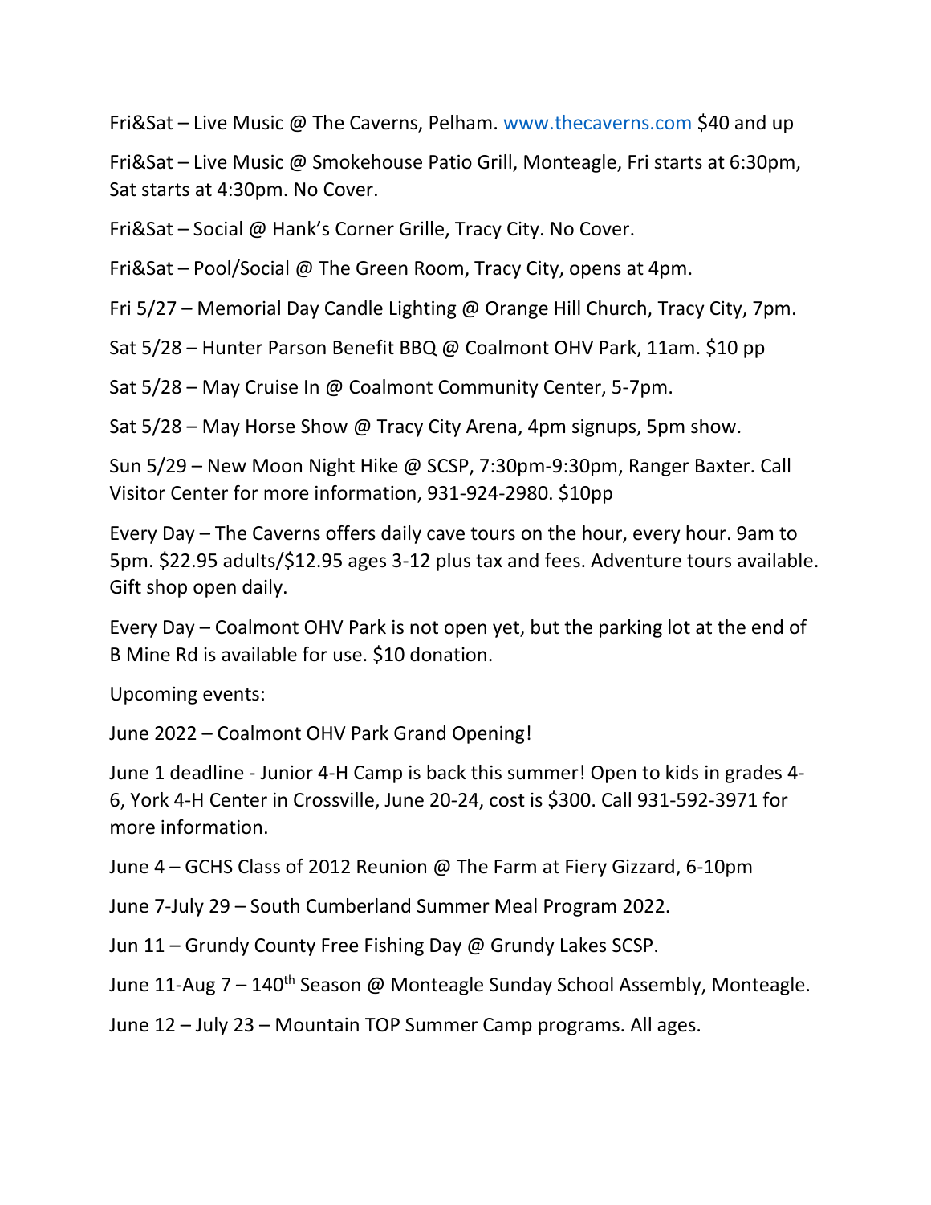Fri&Sat – Live Music @ The Caverns, Pelham. [www.thecaverns.com](http://www.thecaverns.com) $40 and up

Fri&Sat – Live Music @ Smokehouse Patio Grill, Monteagle, Fri starts at 6:30pm, Sat starts at 4:30pm. No Cover.

Fri&Sat – Social @ Hank's Corner Grille, Tracy City. No Cover.

Fri&Sat – Pool/Social @ The Green Room, Tracy City, opens at 4pm.

Fri 5/27 – Memorial Day Candle Lighting @ Orange Hill Church, Tracy City, 7pm.

Sat 5/28 – Hunter Parson Benefit BBQ @ Coalmont OHV Park, 11am. $10 pp

Sat 5/28 – May Cruise In @ Coalmont Community Center, 5-7pm.

Sat 5/28 – May Horse Show @ Tracy City Arena, 4pm signups, 5pm show.

Sun 5/29 – New Moon Night Hike @ SCSP, 7:30pm-9:30pm, Ranger Baxter. Call Visitor Center for more information, 931-924-2980. $10pp

Every Day – The Caverns offers daily cave tours on the hour, every hour. 9am to 5pm. $22.95 adults/$12.95 ages 3-12 plus tax and fees. Adventure tours available. Gift shop open daily.

Every Day – Coalmont OHV Park is not open yet, but the parking lot at the end of B Mine Rd is available for use. $10 donation.

Upcoming events:

June 2022 – Coalmont OHV Park Grand Opening!

June 1 deadline - Junior 4-H Camp is back this summer! Open to kids in grades 4-6, York 4-H Center in Crossville, June 20-24, cost is $300. Call 931-592-3971 for more information.

June 4 – GCHS Class of 2012 Reunion @ The Farm at Fiery Gizzard, 6-10pm

June 7-July 29 – South Cumberland Summer Meal Program 2022.

Jun 11 – Grundy County Free Fishing Day @ Grundy Lakes SCSP.

June 11-Aug 7 – 140th Season @ Monteagle Sunday School Assembly, Monteagle.

June 12 – July 23 – Mountain TOP Summer Camp programs. All ages.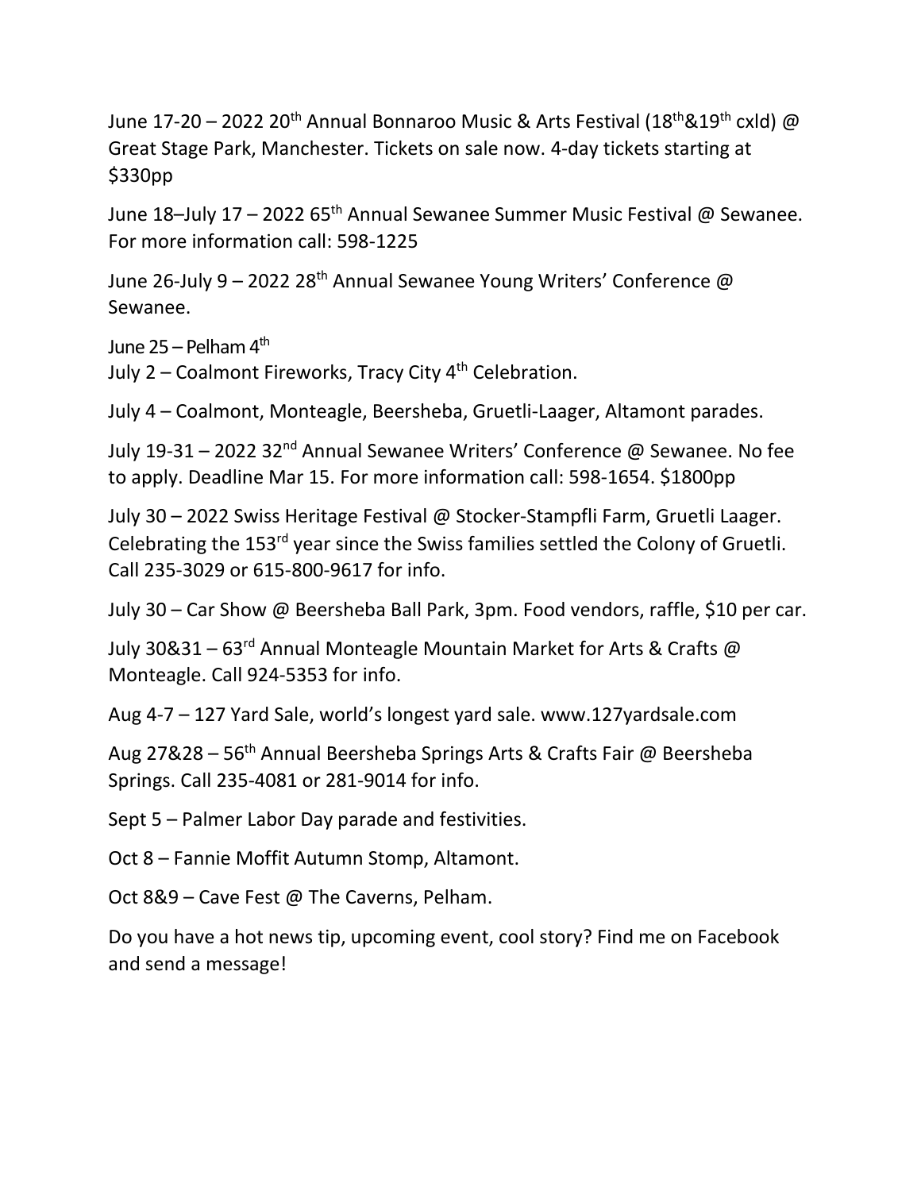June 17-20 – 2022 20th Annual Bonnaroo Music & Arts Festival (18th&19th cxld) @ Great Stage Park, Manchester. Tickets on sale now. 4-day tickets starting at $330pp

June 18–July 17 – 2022 65th Annual Sewanee Summer Music Festival @ Sewanee. For more information call: 598-1225

June 26-July 9 – 2022 28th Annual Sewanee Young Writers' Conference @ Sewanee.

June 25 – Pelham 4th
July 2 – Coalmont Fireworks, Tracy City 4th Celebration.

July 4 – Coalmont, Monteagle, Beersheba, Gruetli-Laager, Altamont parades.

July 19-31 – 2022 32nd Annual Sewanee Writers' Conference @ Sewanee. No fee to apply. Deadline Mar 15. For more information call: 598-1654. $1800pp

July 30 – 2022 Swiss Heritage Festival @ Stocker-Stampfli Farm, Gruetli Laager. Celebrating the 153rd year since the Swiss families settled the Colony of Gruetli. Call 235-3029 or 615-800-9617 for info.

July 30 – Car Show @ Beersheba Ball Park, 3pm. Food vendors, raffle, $10 per car.

July 30&31 – 63rd Annual Monteagle Mountain Market for Arts & Crafts @ Monteagle. Call 924-5353 for info.

Aug 4-7 – 127 Yard Sale, world's longest yard sale. www.127yardsale.com

Aug 27&28 – 56th Annual Beersheba Springs Arts & Crafts Fair @ Beersheba Springs. Call 235-4081 or 281-9014 for info.

Sept 5 – Palmer Labor Day parade and festivities.

Oct 8 – Fannie Moffit Autumn Stomp, Altamont.

Oct 8&9 – Cave Fest @ The Caverns, Pelham.

Do you have a hot news tip, upcoming event, cool story? Find me on Facebook and send a message!